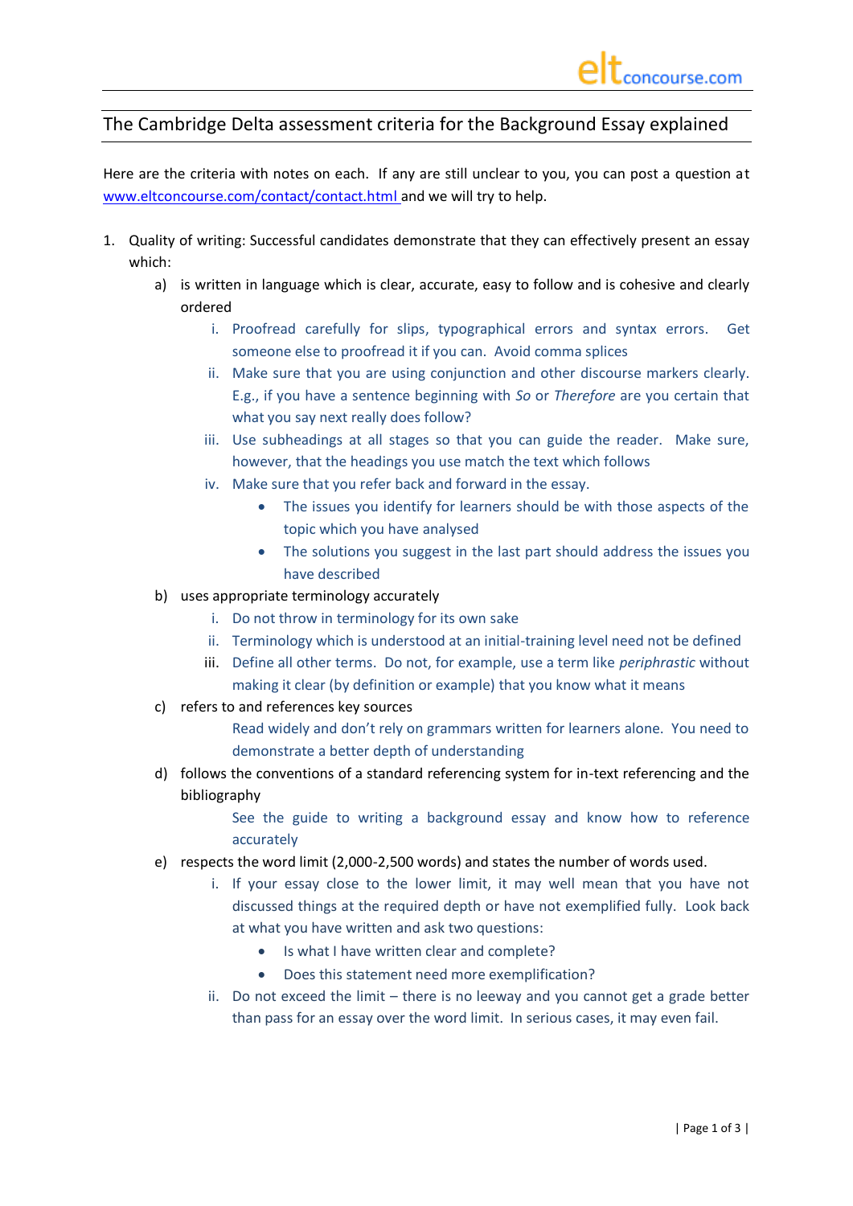# The Cambridge Delta assessment criteria for the Background Essay explained

Here are the criteria with notes on each. If any are still unclear to you, you can post a question at [www.eltconcourse.com/contact/contact.html](www.eltconcourse.com/contact/contact.html) and we will try to help.

1. Quality of writing: Successful candidates demonstrate that they can effectively present an essay which:
   a) is written in language which is clear, accurate, easy to follow and is cohesive and clearly ordered
      i. Proofread carefully for slips, typographical errors and syntax errors. Get someone else to proofread it if you can. Avoid comma splices
      ii. Make sure that you are using conjunction and other discourse markers clearly. E.g., if you have a sentence beginning with *So* or *Therefore* are you certain that what you say next really does follow?
      iii. Use subheadings at all stages so that you can guide the reader. Make sure, however, that the headings you use match the text which follows
      iv. Make sure that you refer back and forward in the essay.
         - The issues you identify for learners should be with those aspects of the topic which you have analysed
         - The solutions you suggest in the last part should address the issues you have described
   b) uses appropriate terminology accurately
      i. Do not throw in terminology for its own sake
      ii. Terminology which is understood at an initial-training level need not be defined
      iii. Define all other terms. Do not, for example, use a term like *periphrastic* without making it clear (by definition or example) that you know what it means
   c) refers to and references key sources
      Read widely and don't rely on grammars written for learners alone. You need to demonstrate a better depth of understanding
   d) follows the conventions of a standard referencing system for in-text referencing and the bibliography
      See the guide to writing a background essay and know how to reference accurately
   e) respects the word limit (2,000-2,500 words) and states the number of words used.
      i. If your essay close to the lower limit, it may well mean that you have not discussed things at the required depth or have not exemplified fully. Look back at what you have written and ask two questions:
         - Is what I have written clear and complete?
         - Does this statement need more exemplification?
      ii. Do not exceed the limit – there is no leeway and you cannot get a grade better than pass for an essay over the word limit. In serious cases, it may even fail.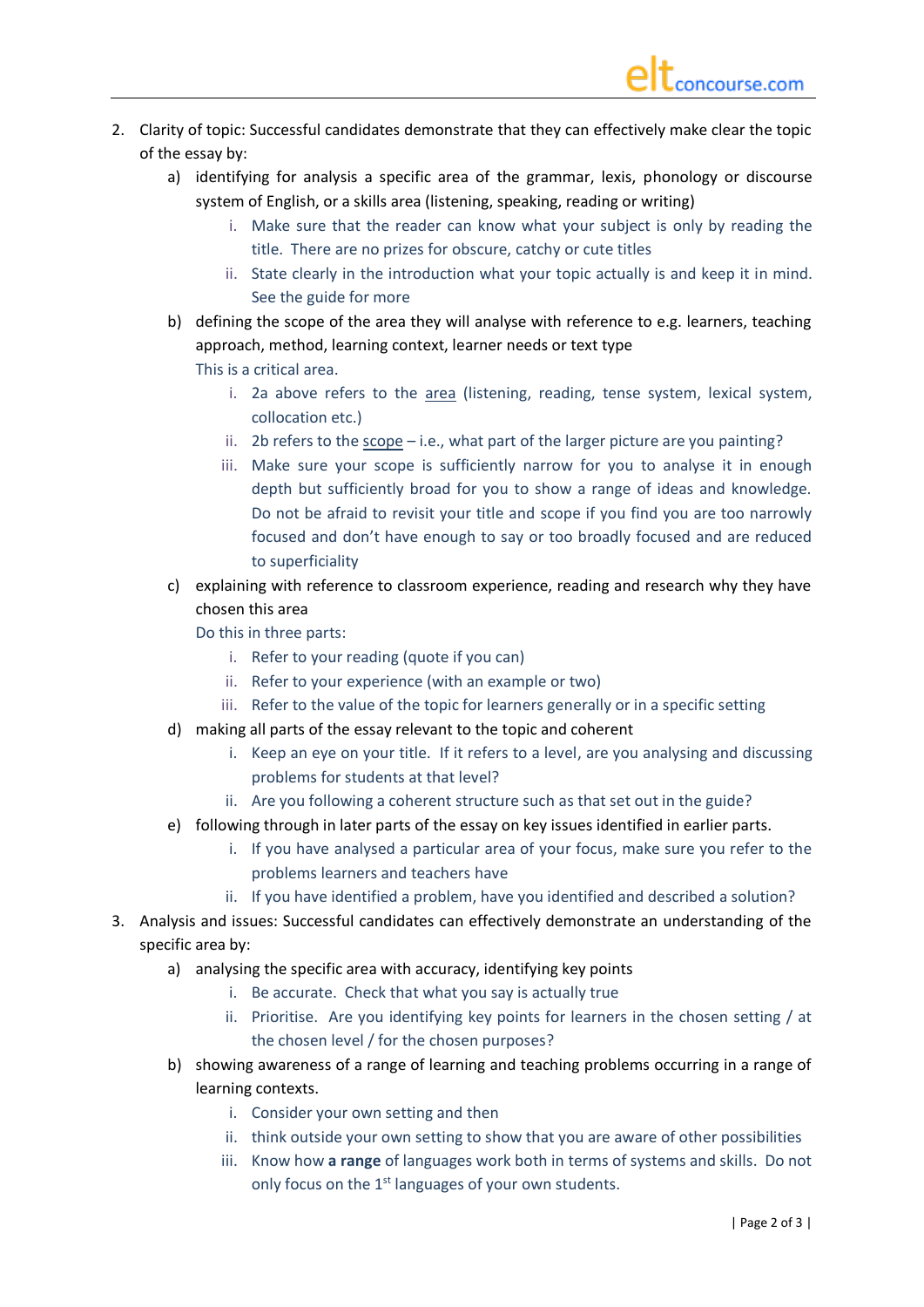2. Clarity of topic: Successful candidates demonstrate that they can effectively make clear the topic of the essay by:
    a) identifying for analysis a specific area of the grammar, lexis, phonology or discourse system of English, or a skills area (listening, speaking, reading or writing)
        i. Make sure that the reader can know what your subject is only by reading the title. There are no prizes for obscure, catchy or cute titles
        ii. State clearly in the introduction what your topic actually is and keep it in mind. See the guide for more
    b) defining the scope of the area they will analyse with reference to e.g. learners, teaching approach, method, learning context, learner needs or text type
       This is a critical area.
        i. 2a above refers to the <u>area</u> (listening, reading, tense system, lexical system, collocation etc.)
        ii. 2b refers to the <u>scope</u> – i.e., what part of the larger picture are you painting?
        iii. Make sure your scope is sufficiently narrow for you to analyse it in enough depth but sufficiently broad for you to show a range of ideas and knowledge. Do not be afraid to revisit your title and scope if you find you are too narrowly focused and don't have enough to say or too broadly focused and are reduced to superficiality
    c) explaining with reference to classroom experience, reading and research why they have chosen this area
       Do this in three parts:
        i. Refer to your reading (quote if you can)
        ii. Refer to your experience (with an example or two)
        iii. Refer to the value of the topic for learners generally or in a specific setting
    d) making all parts of the essay relevant to the topic and coherent
        i. Keep an eye on your title. If it refers to a level, are you analysing and discussing problems for students at that level?
        ii. Are you following a coherent structure such as that set out in the guide?
    e) following through in later parts of the essay on key issues identified in earlier parts.
        i. If you have analysed a particular area of your focus, make sure you refer to the problems learners and teachers have
        ii. If you have identified a problem, have you identified and described a solution?
3. Analysis and issues: Successful candidates can effectively demonstrate an understanding of the specific area by:
    a) analysing the specific area with accuracy, identifying key points
        i. Be accurate. Check that what you say is actually true
        ii. Prioritise. Are you identifying key points for learners in the chosen setting / at the chosen level / for the chosen purposes?
    b) showing awareness of a range of learning and teaching problems occurring in a range of learning contexts.
        i. Consider your own setting and then
        ii. think outside your own setting to show that you are aware of other possibilities
        iii. Know how **a range** of languages work both in terms of systems and skills. Do not only focus on the 1st languages of your own students.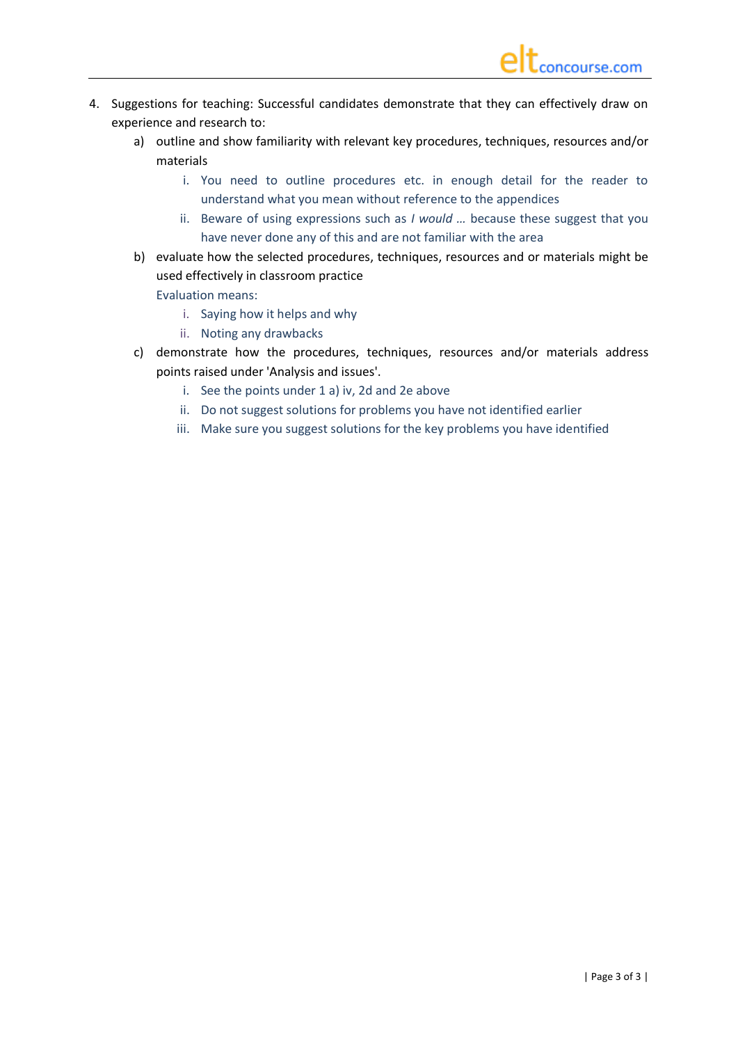4. Suggestions for teaching: Successful candidates demonstrate that they can effectively draw on experience and research to:
   a) outline and show familiarity with relevant key procedures, techniques, resources and/or materials
      i. You need to outline procedures etc. in enough detail for the reader to understand what you mean without reference to the appendices
      ii. Beware of using expressions such as *I would …* because these suggest that you have never done any of this and are not familiar with the area
   b) evaluate how the selected procedures, techniques, resources and or materials might be used effectively in classroom practice
      Evaluation means:
      i. Saying how it helps and why
      ii. Noting any drawbacks
   c) demonstrate how the procedures, techniques, resources and/or materials address points raised under 'Analysis and issues'.
      i. See the points under 1 a) iv, 2d and 2e above
      ii. Do not suggest solutions for problems you have not identified earlier
      iii. Make sure you suggest solutions for the key problems you have identified